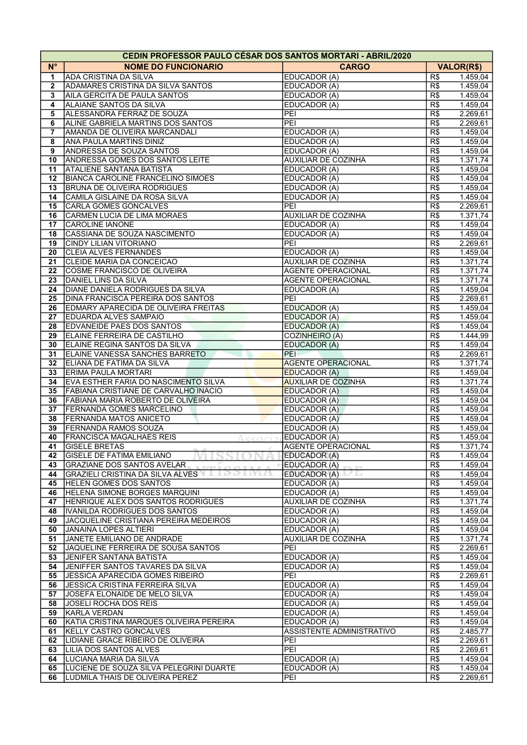| CEDIN PROFESSOR PAULO CÉSAR DOS SANTOS MORTARI - ABRIL/2020 | | | |
|---|---|---|---|
| **N°** | **NOME DO FUNCIONARIO** | **CARGO** | **VALOR(R$)** |
| 1 | ADA CRISTINA DA SILVA | EDUCADOR (A) | R$ 1.459,04 |
| 2 | ADAMARES CRISTINA DA SILVA SANTOS | EDUCADOR (A) | R$ 1.459,04 |
| 3 | AILA GERCITA DE PAULA SANTOS | EDUCADOR (A) | R$ 1.459,04 |
| 4 | ALAIANE SANTOS DA SILVA | EDUCADOR (A) | R$ 1.459,04 |
| 5 | ALESSANDRA FERRAZ DE SOUZA | PEI | R$ 2.269,61 |
| 6 | ALINE GABRIELA MARTINS DOS SANTOS | PEI | R$ 2.269,61 |
| 7 | AMANDA DE OLIVEIRA MARCANDALI | EDUCADOR (A) | R$ 1.459,04 |
| 8 | ANA PAULA MARTINS DINIZ | EDUCADOR (A) | R$ 1.459,04 |
| 9 | ANDRESSA DE SOUZA SANTOS | EDUCADOR (A) | R$ 1.459,04 |
| 10 | ANDRESSA GOMES DOS SANTOS LEITE | AUXILIAR DE COZINHA | R$ 1.371,74 |
| 11 | ATALIENE SANTANA BATISTA | EDUCADOR (A) | R$ 1.459,04 |
| 12 | BIANCA CAROLINE FRANCELINO SIMOES | EDUCADOR (A) | R$ 1.459,04 |
| 13 | BRUNA DE OLIVEIRA RODRIGUES | EDUCADOR (A) | R$ 1.459,04 |
| 14 | CAMILA GISLAINE DA ROSA SILVA | EDUCADOR (A) | R$ 1.459,04 |
| 15 | CARLA GOMES GONCALVES | PEI | R$ 2.269,61 |
| 16 | CARMEN LUCIA DE LIMA MORAES | AUXILIAR DE COZINHA | R$ 1.371,74 |
| 17 | CAROLINE IANONE | EDUCADOR (A) | R$ 1.459,04 |
| 18 | CASSIANA DE SOUZA NASCIMENTO | EDUCADOR (A) | R$ 1.459,04 |
| 19 | CINDY LILIAN VITORIANO | PEI | R$ 2.269,61 |
| 20 | CLEIA ALVES FERNANDES | EDUCADOR (A) | R$ 1.459,04 |
| 21 | CLEIDE MARIA DA CONCEICAO | AUXILIAR DE COZINHA | R$ 1.371,74 |
| 22 | COSME FRANCISCO DE OLIVEIRA | AGENTE OPERACIONAL | R$ 1.371,74 |
| 23 | DANIEL LINS DA SILVA | AGENTE OPERACIONAL | R$ 1.371,74 |
| 24 | DIANE DANIELA RODRIGUES DA SILVA | EDUCADOR (A) | R$ 1.459,04 |
| 25 | DINA FRANCISCA PEREIRA DOS SANTOS | PEI | R$ 2.269,61 |
| 26 | EDMARY APARECIDA DE OLIVEIRA FREITAS | EDUCADOR (A) | R$ 1.459,04 |
| 27 | EDUARDA ALVES SAMPAIO | EDUCADOR (A) | R$ 1.459,04 |
| 28 | EDVANEIDE PAES DOS SANTOS | EDUCADOR (A) | R$ 1.459,04 |
| 29 | ELAINE FERREIRA DE CASTILHO | COZINHEIRO (A) | R$ 1.444,99 |
| 30 | ELAINE REGINA SANTOS DA SILVA | EDUCADOR (A) | R$ 1.459,04 |
| 31 | ELAINE VANESSA SANCHES BARRETO | PEI | R$ 2.269,61 |
| 32 | ELIANA DE FATIMA DA SILVA | AGENTE OPERACIONAL | R$ 1.371,74 |
| 33 | ERIMA PAULA MORTARI | EDUCADOR (A) | R$ 1.459,04 |
| 34 | EVA ESTHER FARIA DO NASCIMENTO SILVA | AUXILIAR DE COZINHA | R$ 1.371,74 |
| 35 | FABIANA CRISTIANE DE CARVALHO INACIO | EDUCADOR (A) | R$ 1.459,04 |
| 36 | FABIANA MARIA ROBERTO DE OLIVEIRA | EDUCADOR (A) | R$ 1.459,04 |
| 37 | FERNANDA GOMES MARCELINO | EDUCADOR (A) | R$ 1.459,04 |
| 38 | FERNANDA MATOS ANICETO | EDUCADOR (A) | R$ 1.459,04 |
| 39 | FERNANDA RAMOS SOUZA | EDUCADOR (A) | R$ 1.459,04 |
| 40 | FRANCISCA MAGALHAES REIS | EDUCADOR (A) | R$ 1.459,04 |
| 41 | GISELE BRETAS | AGENTE OPERACIONAL | R$ 1.371,74 |
| 42 | GISELE DE FATIMA EMILIANO | EDUCADOR (A) | R$ 1.459,04 |
| 43 | GRAZIANE DOS SANTOS AVELAR | EDUCADOR (A) | R$ 1.459,04 |
| 44 | GRAZIELI CRISTINA DA SILVA ALVES | EDUCADOR (A) | R$ 1.459,04 |
| 45 | HELEN GOMES DOS SANTOS | EDUCADOR (A) | R$ 1.459,04 |
| 46 | HELENA SIMONE BORGES MARQUINI | EDUCADOR (A) | R$ 1.459,04 |
| 47 | HENRIQUE ALEX DOS SANTOS RODRIGUES | AUXILIAR DE COZINHA | R$ 1.371,74 |
| 48 | IVANILDA RODRIGUES DOS SANTOS | EDUCADOR (A) | R$ 1.459,04 |
| 49 | JACQUELINE CRISTIANA PEREIRA MEDEIROS | EDUCADOR (A) | R$ 1.459,04 |
| 50 | JANAINA LOPES ALTIERI | EDUCADOR (A) | R$ 1.459,04 |
| 51 | JANETE EMILIANO DE ANDRADE | AUXILIAR DE COZINHA | R$ 1.371,74 |
| 52 | JAQUELINE FERREIRA DE SOUSA SANTOS | PEI | R$ 2.269,61 |
| 53 | JENIFER SANTANA BATISTA | EDUCADOR (A) | R$ 1.459,04 |
| 54 | JENIFFER SANTOS TAVARES DA SILVA | EDUCADOR (A) | R$ 1.459,04 |
| 55 | JESSICA APARECIDA GOMES RIBEIRO | PEI | R$ 2.269,61 |
| 56 | JESSICA CRISTINA FERREIRA SILVA | EDUCADOR (A) | R$ 1.459,04 |
| 57 | JOSEFA ELONAIDE DE MELO SILVA | EDUCADOR (A) | R$ 1.459,04 |
| 58 | JOSELI ROCHA DOS REIS | EDUCADOR (A) | R$ 1.459,04 |
| 59 | KARLA VERDAN | EDUCADOR (A) | R$ 1.459,04 |
| 60 | KATIA CRISTINA MARQUES OLIVEIRA PEREIRA | EDUCADOR (A) | R$ 1.459,04 |
| 61 | KELLY CASTRO GONCALVES | ASSISTENTE ADMINISTRATIVO | R$ 2.485,77 |
| 62 | LIDIANE GRACE RIBEIRO DE OLIVEIRA | PEI | R$ 2.269,61 |
| 63 | LILIA DOS SANTOS ALVES | PEI | R$ 2.269,61 |
| 64 | LUCIANA MARIA DA SILVA | EDUCADOR (A) | R$ 1.459,04 |
| 65 | LUCIENE DE SOUZA SILVA PELEGRINI DUARTE | EDUCADOR (A) | R$ 1.459,04 |
| 66 | LUDMILA THAIS DE OLIVEIRA PEREZ | PEI | R$ 2.269,61 |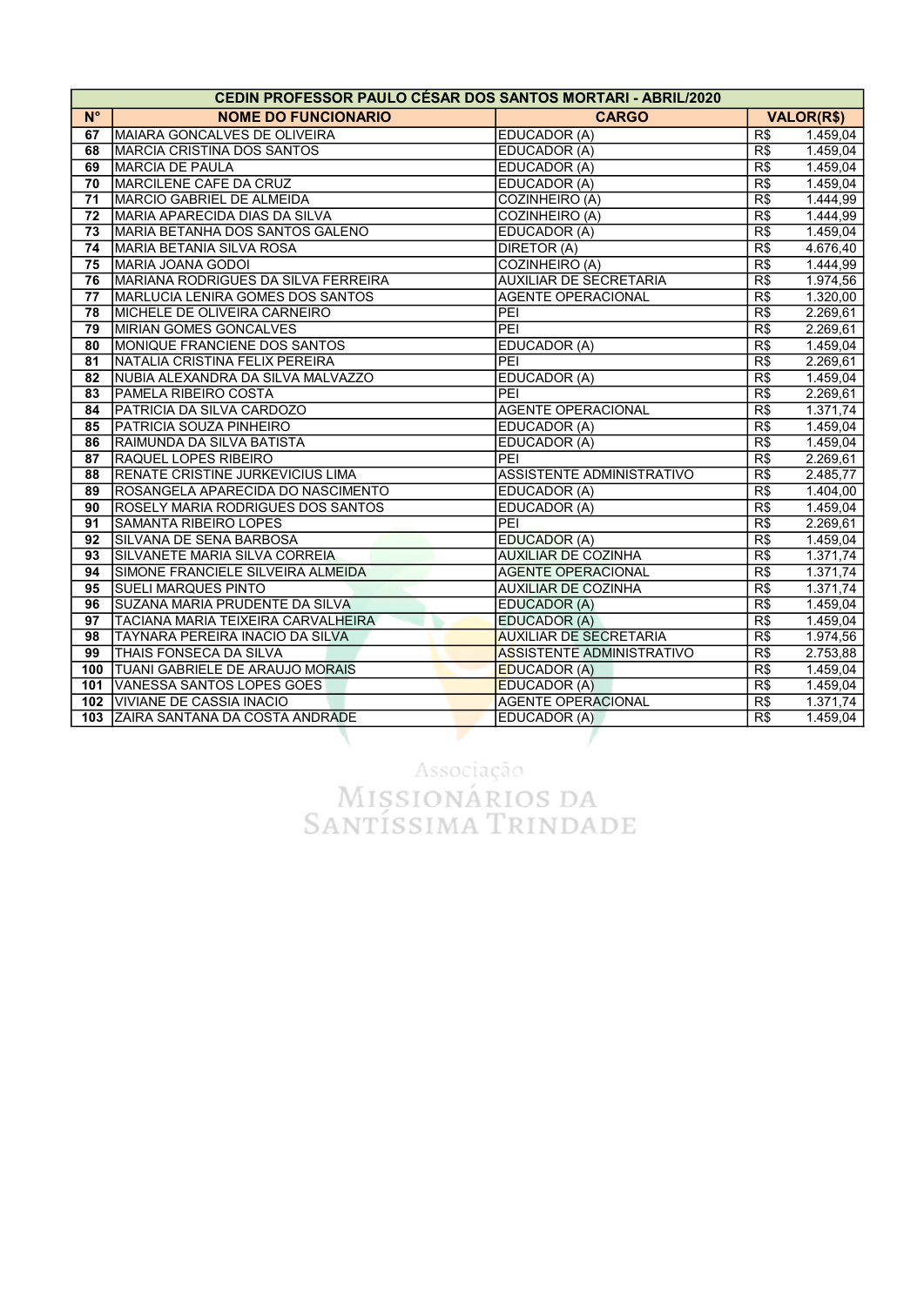| CEDIN PROFESSOR PAULO CÉSAR DOS SANTOS MORTARI - ABRIL/2020 | | | | |
|---|---|---|---|---|
| **N°** | **NOME DO FUNCIONARIO** | **CARGO** | **VALOR(R$)** | |
| 67 | MAIARA GONCALVES DE OLIVEIRA | EDUCADOR (A) | R$ | 1.459,04 |
| 68 | MARCIA CRISTINA DOS SANTOS | EDUCADOR (A) | R$ | 1.459,04 |
| 69 | MARCIA DE PAULA | EDUCADOR (A) | R$ | 1.459,04 |
| 70 | MARCILENE CAFE DA CRUZ | EDUCADOR (A) | R$ | 1.459,04 |
| 71 | MARCIO GABRIEL DE ALMEIDA | COZINHEIRO (A) | R$ | 1.444,99 |
| 72 | MARIA APARECIDA DIAS DA SILVA | COZINHEIRO (A) | R$ | 1.444,99 |
| 73 | MARIA BETANHA DOS SANTOS GALENO | EDUCADOR (A) | R$ | 1.459,04 |
| 74 | MARIA BETANIA SILVA ROSA | DIRETOR (A) | R$ | 4.676,40 |
| 75 | MARIA JOANA GODOI | COZINHEIRO (A) | R$ | 1.444,99 |
| 76 | MARIANA RODRIGUES DA SILVA FERREIRA | AUXILIAR DE SECRETARIA | R$ | 1.974,56 |
| 77 | MARLUCIA LENIRA GOMES DOS SANTOS | AGENTE OPERACIONAL | R$ | 1.320,00 |
| 78 | MICHELE DE OLIVEIRA CARNEIRO | PEI | R$ | 2.269,61 |
| 79 | MIRIAN GOMES GONCALVES | PEI | R$ | 2.269,61 |
| 80 | MONIQUE FRANCIENE DOS SANTOS | EDUCADOR (A) | R$ | 1.459,04 |
| 81 | NATALIA CRISTINA FELIX PEREIRA | PEI | R$ | 2.269,61 |
| 82 | NUBIA ALEXANDRA DA SILVA MALVAZZO | EDUCADOR (A) | R$ | 1.459,04 |
| 83 | PAMELA RIBEIRO COSTA | PEI | R$ | 2.269,61 |
| 84 | PATRICIA DA SILVA CARDOZO | AGENTE OPERACIONAL | R$ | 1.371,74 |
| 85 | PATRICIA SOUZA PINHEIRO | EDUCADOR (A) | R$ | 1.459,04 |
| 86 | RAIMUNDA DA SILVA BATISTA | EDUCADOR (A) | R$ | 1.459,04 |
| 87 | RAQUEL LOPES RIBEIRO | PEI | R$ | 2.269,61 |
| 88 | RENATE CRISTINE JURKEVICIUS LIMA | ASSISTENTE ADMINISTRATIVO | R$ | 2.485,77 |
| 89 | ROSANGELA APARECIDA DO NASCIMENTO | EDUCADOR (A) | R$ | 1.404,00 |
| 90 | ROSELY MARIA RODRIGUES DOS SANTOS | EDUCADOR (A) | R$ | 1.459,04 |
| 91 | SAMANTA RIBEIRO LOPES | PEI | R$ | 2.269,61 |
| 92 | SILVANA DE SENA BARBOSA | EDUCADOR (A) | R$ | 1.459,04 |
| 93 | SILVANETE MARIA SILVA CORREIA | AUXILIAR DE COZINHA | R$ | 1.371,74 |
| 94 | SIMONE FRANCIELE SILVEIRA ALMEIDA | AGENTE OPERACIONAL | R$ | 1.371,74 |
| 95 | SUELI MARQUES PINTO | AUXILIAR DE COZINHA | R$ | 1.371,74 |
| 96 | SUZANA MARIA PRUDENTE DA SILVA | EDUCADOR (A) | R$ | 1.459,04 |
| 97 | TACIANA MARIA TEIXEIRA CARVALHEIRA | EDUCADOR (A) | R$ | 1.459,04 |
| 98 | TAYNARA PEREIRA INACIO DA SILVA | AUXILIAR DE SECRETARIA | R$ | 1.974,56 |
| 99 | THAIS FONSECA DA SILVA | ASSISTENTE ADMINISTRATIVO | R$ | 2.753,88 |
| 100 | TUANI GABRIELE DE ARAUJO MORAIS | EDUCADOR (A) | R$ | 1.459,04 |
| 101 | VANESSA SANTOS LOPES GOES | EDUCADOR (A) | R$ | 1.459,04 |
| 102 | VIVIANE DE CASSIA INACIO | AGENTE OPERACIONAL | R$ | 1.371,74 |
| 103 | ZAIRA SANTANA DA COSTA ANDRADE | EDUCADOR (A) | R$ | 1.459,04 |

Associação
MISSIONÁRIOS DA
SANTÍSSIMA TRINDADE